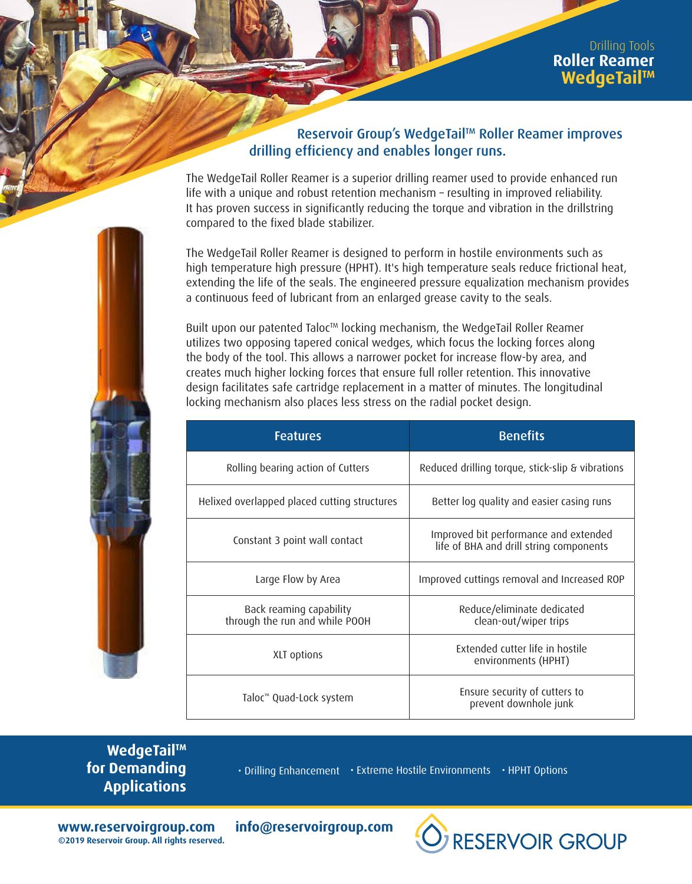Drilling Tools

# Roller Reamer WedgeTail™

## Reservoir Group's WedgeTail™ Roller Reamer improves drilling efficiency and enables longer runs.

The WedgeTail Roller Reamer is a superior drilling reamer used to provide enhanced run life with a unique and robust retention mechanism – resulting in improved reliability. It has proven success in significantly reducing the torque and vibration in the drillstring compared to the fixed blade stabilizer.

The WedgeTail Roller Reamer is designed to perform in hostile environments such as high temperature high pressure (HPHT). It's high temperature seals reduce frictional heat, extending the life of the seals. The engineered pressure equalization mechanism provides a continuous feed of lubricant from an enlarged grease cavity to the seals.

Built upon our patented Taloc™ locking mechanism, the WedgeTail Roller Reamer utilizes two opposing tapered conical wedges, which focus the locking forces along the body of the tool. This allows a narrower pocket for increase flow-by area, and creates much higher locking forces that ensure full roller retention. This innovative design facilitates safe cartridge replacement in a matter of minutes. The longitudinal locking mechanism also places less stress on the radial pocket design.

| Features | Benefits |
|---|---|
| Rolling bearing action of Cutters | Reduced drilling torque, stick-slip & vibrations |
| Helixed overlapped placed cutting structures | Better log quality and easier casing runs |
| Constant 3 point wall contact | Improved bit performance and extended life of BHA and drill string components |
| Large Flow by Area | Improved cuttings removal and Increased ROP |
| Back reaming capability through the run and while POOH | Reduce/eliminate dedicated clean-out/wiper trips |
| XLT options | Extended cutter life in hostile environments (HPHT) |
| Taloc™ Quad-Lock system | Ensure security of cutters to prevent downhole junk |

**WedgeTail™ for Demanding Applications**

- Drilling Enhancement
- Extreme Hostile Environments
- HPHT Options

**www.reservoirgroup.com** **info@reservoirgroup.com**

**©2019 Reservoir Group. All rights reserved.**

RESERVOIR GROUP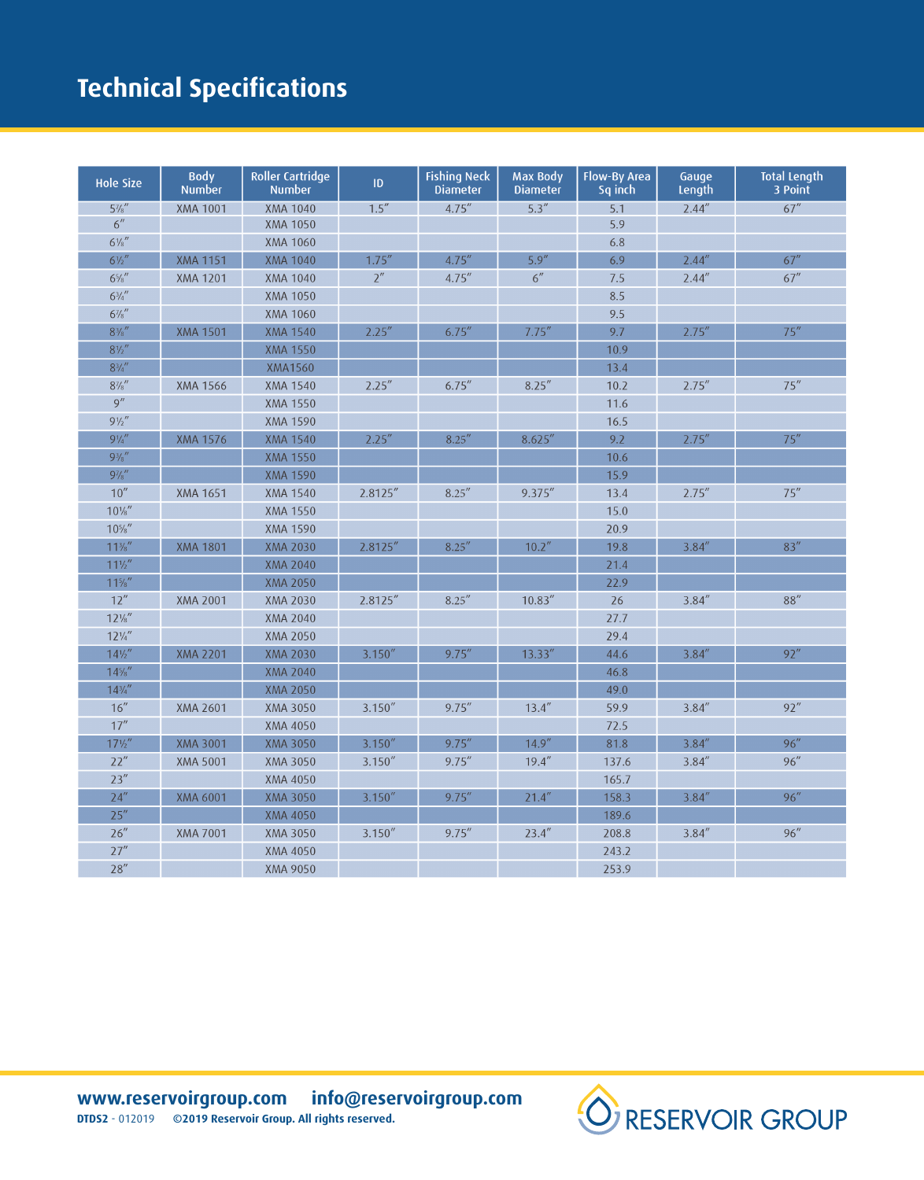# Technical Specifications

| Hole Size | Body Number | Roller Cartridge Number | ID | Fishing Neck Diameter | Max Body Diameter | Flow-By Area Sq inch | Gauge Length | Total Length 3 Point |
|---|---|---|---|---|---|---|---|---|
| 5⅞″ | XMA 1001 | XMA 1040 | 1.5″ | 4.75″ | 5.3″ | 5.1 | 2.44″ | 67″ |
| 6″ | | XMA 1050 | | | | 5.9 | | |
| 6⅛″ | | XMA 1060 | | | | 6.8 | | |
| 6½″ | XMA 1151 | XMA 1040 | 1.75″ | 4.75″ | 5.9″ | 6.9 | 2.44″ | 67″ |
| 6⅝″ | XMA 1201 | XMA 1040 | 2″ | 4.75″ | 6″ | 7.5 | 2.44″ | 67″ |
| 6¾″ | | XMA 1050 | | | | 8.5 | | |
| 6⅞″ | | XMA 1060 | | | | 9.5 | | |
| 8⅜″ | XMA 1501 | XMA 1540 | 2.25″ | 6.75″ | 7.75″ | 9.7 | 2.75″ | 75″ |
| 8½″ | | XMA 1550 | | | | 10.9 | | |
| 8¾″ | | XMA1560 | | | | 13.4 | | |
| 8⅞″ | XMA 1566 | XMA 1540 | 2.25″ | 6.75″ | 8.25″ | 10.2 | 2.75″ | 75″ |
| 9″ | | XMA 1550 | | | | 11.6 | | |
| 9½″ | | XMA 1590 | | | | 16.5 | | |
| 9¼″ | XMA 1576 | XMA 1540 | 2.25″ | 8.25″ | 8.625″ | 9.2 | 2.75″ | 75″ |
| 9⅜″ | | XMA 1550 | | | | 10.6 | | |
| 9⅞″ | | XMA 1590 | | | | 15.9 | | |
| 10″ | XMA 1651 | XMA 1540 | 2.8125″ | 8.25″ | 9.375″ | 13.4 | 2.75″ | 75″ |
| 10⅛″ | | XMA 1550 | | | | 15.0 | | |
| 10⅝″ | | XMA 1590 | | | | 20.9 | | |
| 11⅜″ | XMA 1801 | XMA 2030 | 2.8125″ | 8.25″ | 10.2″ | 19.8 | 3.84″ | 83″ |
| 11½″ | | XMA 2040 | | | | 21.4 | | |
| 11⅝″ | | XMA 2050 | | | | 22.9 | | |
| 12″ | XMA 2001 | XMA 2030 | 2.8125″ | 8.25″ | 10.83″ | 26 | 3.84″ | 88″ |
| 12⅛″ | | XMA 2040 | | | | 27.7 | | |
| 12¼″ | | XMA 2050 | | | | 29.4 | | |
| 14½″ | XMA 2201 | XMA 2030 | 3.150″ | 9.75″ | 13.33″ | 44.6 | 3.84″ | 92″ |
| 14⅝″ | | XMA 2040 | | | | 46.8 | | |
| 14¾″ | | XMA 2050 | | | | 49.0 | | |
| 16″ | XMA 2601 | XMA 3050 | 3.150″ | 9.75″ | 13.4″ | 59.9 | 3.84″ | 92″ |
| 17″ | | XMA 4050 | | | | 72.5 | | |
| 17½″ | XMA 3001 | XMA 3050 | 3.150″ | 9.75″ | 14.9″ | 81.8 | 3.84″ | 96″ |
| 22″ | XMA 5001 | XMA 3050 | 3.150″ | 9.75″ | 19.4″ | 137.6 | 3.84″ | 96″ |
| 23″ | | XMA 4050 | | | | 165.7 | | |
| 24″ | XMA 6001 | XMA 3050 | 3.150″ | 9.75″ | 21.4″ | 158.3 | 3.84″ | 96″ |
| 25″ | | XMA 4050 | | | | 189.6 | | |
| 26″ | XMA 7001 | XMA 3050 | 3.150″ | 9.75″ | 23.4″ | 208.8 | 3.84″ | 96″ |
| 27″ | | XMA 4050 | | | | 243.2 | | |
| 28″ | | XMA 9050 | | | | 253.9 | | |

www.reservoirgroup.com info@reservoirgroup.com

**DTDS2** - 012019 **©2019 Reservoir Group. All rights reserved.**

RESERVOIR GROUP